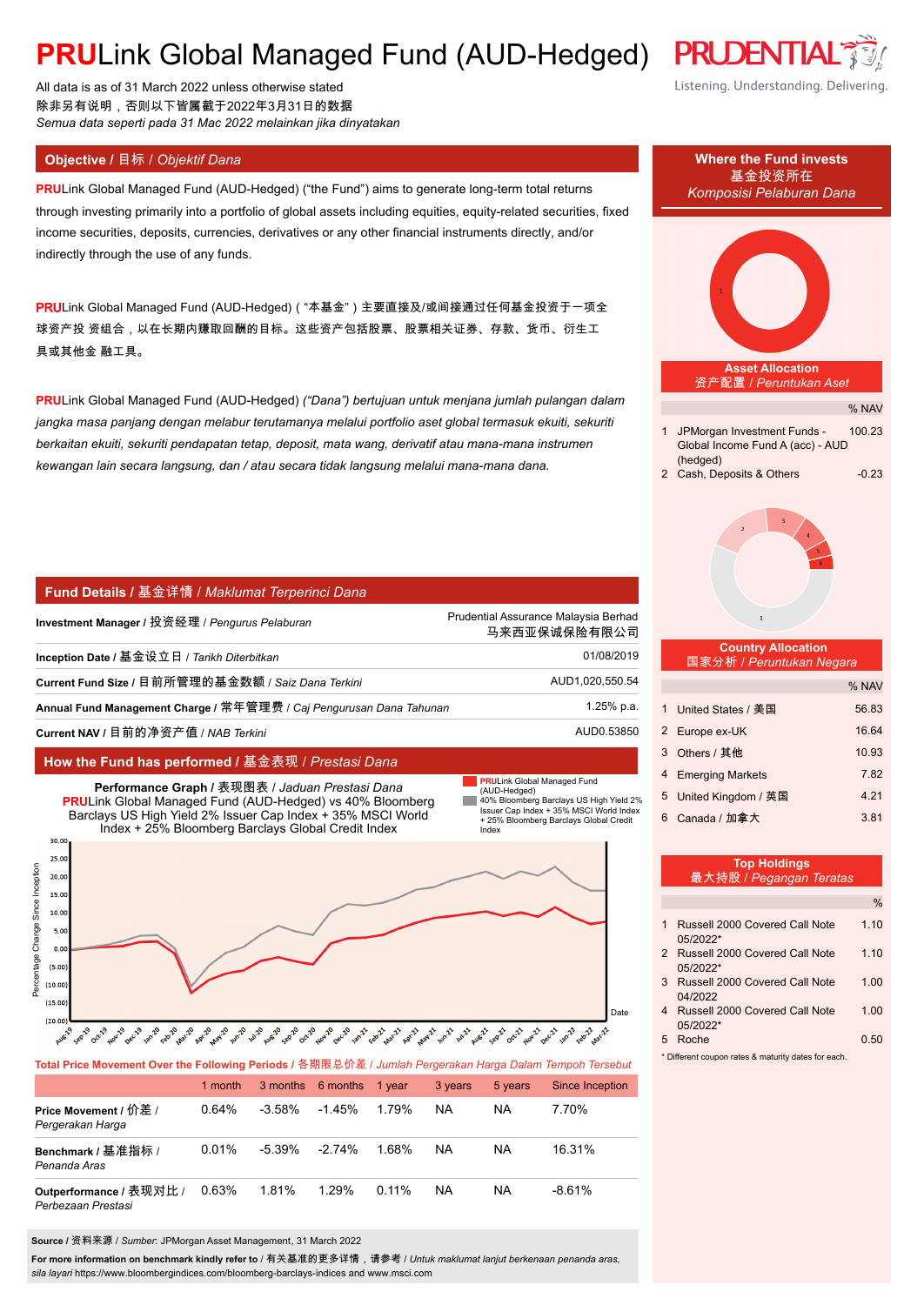# **PRU**Link Global Managed Fund (AUD-Hedged)

All data is as of 31 March 2022 unless otherwise stated
除非另有说明，否则以下皆属截于2022年3月31日的数据
*Semua data seperti pada 31 Mac 2022 melainkan jika dinyatakan*

## Objective / 目标 / *Objektif Dana*

**PRU**Link Global Managed Fund (AUD-Hedged) ("the Fund") aims to generate long-term total returns through investing primarily into a portfolio of global assets including equities, equity-related securities, fixed income securities, deposits, currencies, derivatives or any other financial instruments directly, and/or indirectly through the use of any funds.

**PRU**Link Global Managed Fund (AUD-Hedged) ( "本基金" ) 主要直接及/或间接通过任何基金投资于一项全球资产投 资组合，以在长期内赚取回酬的目标。这些资产包括股票、股票相关证券、存款、货币、衍生工具或其他金 融工具。

**PRU**Link Global Managed Fund (AUD-Hedged) *("Dana") bertujuan untuk menjana jumlah pulangan dalam jangka masa panjang dengan melabur terutamanya melalui portfolio aset global termasuk ekuiti, sekuriti berkaitan ekuiti, sekuriti pendapatan tetap, deposit, mata wang, derivatif atau mana-mana instrumen kewangan lain secara langsung, dan / atau secara tidak langsung melalui mana-mana dana.*

## Fund Details / 基金详情 / *Maklumat Terperinci Dana*

| | |
|---|---|
| **Investment Manager** / 投资经理 / *Pengurus Pelaburan* | Prudential Assurance Malaysia Berhad 马来西亚保诚保险有限公司 |
| **Inception Date** / 基金设立日 / *Tarikh Diterbitkan* | 01/08/2019 |
| **Current Fund Size** / 目前所管理的基金数额 / *Saiz Dana Terkini* | AUD1,020,550.54 |
| **Annual Fund Management Charge** / 常年管理费 / *Caj Pengurusan Dana Tahunan* | 1.25% p.a. |
| **Current NAV** / 目前的净资产值 / *NAB Terkini* | AUD0.53850 |

## How the Fund has performed / 基金表现 / *Prestasi Dana*

**Performance Graph** / 表现图表 / *Jaduan Prestasi Dana*
**PRU**Link Global Managed Fund (AUD-Hedged) vs 40% Bloomberg Barclays US High Yield 2% Issuer Cap Index + 35% MSCI World Index + 25% Bloomberg Barclays Global Credit Index

Legend: **PRU**Link Global Managed Fund (AUD-Hedged); 40% Bloomberg Barclays US High Yield 2% Issuer Cap Index + 35% MSCI World Index + 25% Bloomberg Barclays Global Credit Index

**Total Price Movement Over the Following Periods** / 各期限总价差 / *Jumlah Pergerakan Harga Dalam Tempoh Tersebut*

| | 1 month | 3 months | 6 months | 1 year | 3 years | 5 years | Since Inception |
|---|---|---|---|---|---|---|---|
| **Price Movement** / 价差 / *Pergerakan Harga* | 0.64% | -3.58% | -1.45% | 1.79% | NA | NA | 7.70% |
| **Benchmark** / 基准指标 / *Penanda Aras* | 0.01% | -5.39% | -2.74% | 1.68% | NA | NA | 16.31% |
| **Outperformance** / 表现对比 / *Perbezaan Prestasi* | 0.63% | 1.81% | 1.29% | 0.11% | NA | NA | -8.61% |

**Source** / 资料来源 / *Sumber*: JPMorgan Asset Management, 31 March 2022

**For more information on benchmark kindly refer to** / 有关基准的更多详情，请参考 / *Untuk maklumat lanjut berkenaan penanda aras, sila layari* https://www.bloombergindices.com/bloomberg-barclays-indices and www.msci.com

## Where the Fund invests / 基金投资所在 / *Komposisi Pelaburan Dana*

**Asset Allocation** / 资产配置 / *Peruntukan Aset*

| | | % NAV |
|---|---|---|
| 1 | JPMorgan Investment Funds - Global Income Fund A (acc) - AUD (hedged) | 100.23 |
| 2 | Cash, Deposits & Others | -0.23 |

**Country Allocation** / 国家分析 / *Peruntukan Negara*

| | | % NAV |
|---|---|---|
| 1 | United States / 美国 | 56.83 |
| 2 | Europe ex-UK | 16.64 |
| 3 | Others / 其他 | 10.93 |
| 4 | Emerging Markets | 7.82 |
| 5 | United Kingdom / 英国 | 4.21 |
| 6 | Canada / 加拿大 | 3.81 |

**Top Holdings** / 最大持股 / *Pegangan Teratas*

| | | % |
|---|---|---|
| 1 | Russell 2000 Covered Call Note 05/2022* | 1.10 |
| 2 | Russell 2000 Covered Call Note 05/2022* | 1.10 |
| 3 | Russell 2000 Covered Call Note 04/2022 | 1.00 |
| 4 | Russell 2000 Covered Call Note 05/2022* | 1.00 |
| 5 | Roche | 0.50 |

\* Different coupon rates & maturity dates for each.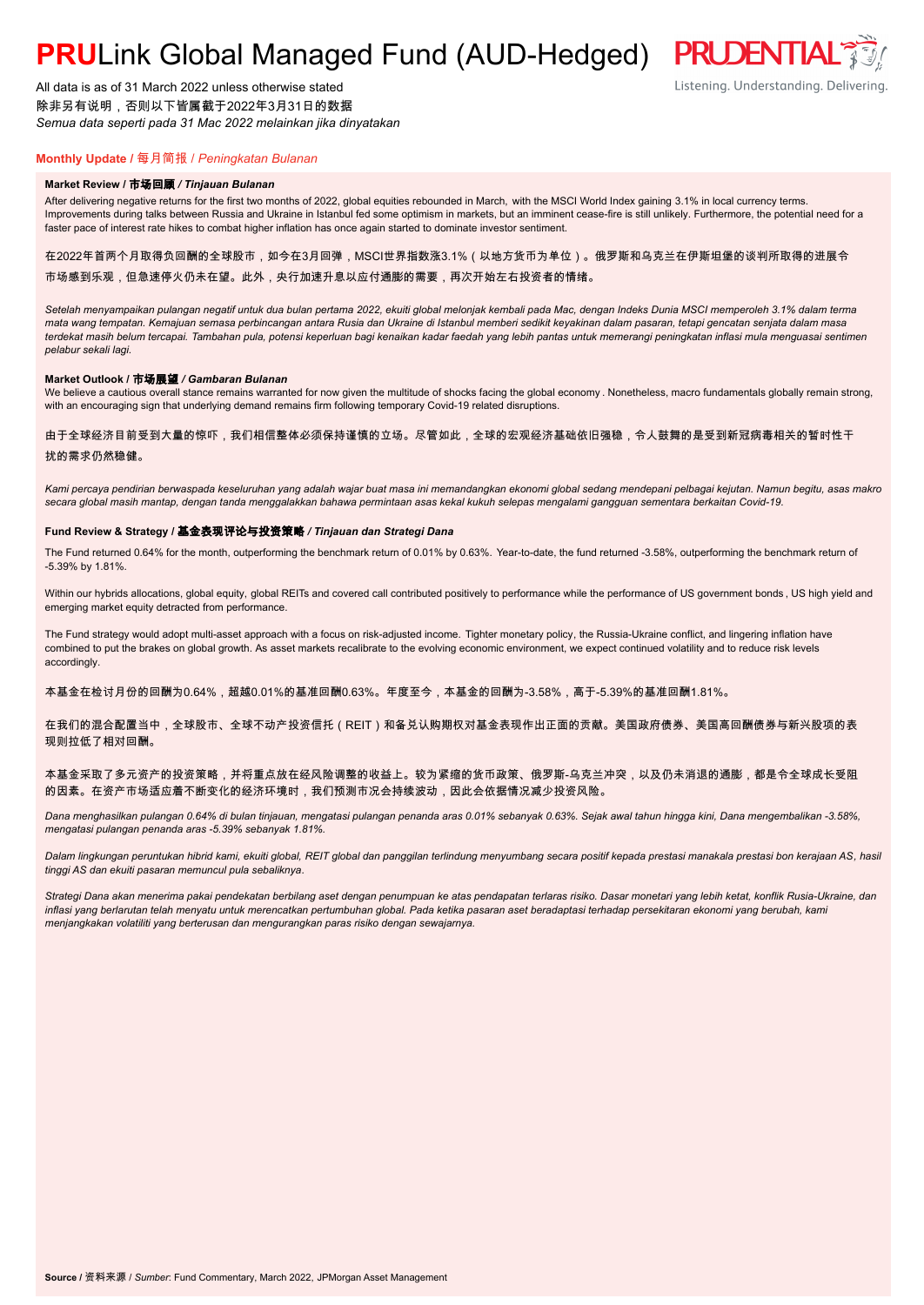# **PRU**Link Global Managed Fund (AUD-Hedged)

All data is as of 31 March 2022 unless otherwise stated
除非另有说明，否则以下皆属截于2022年3月31日的数据
*Semua data seperti pada 31 Mac 2022 melainkan jika dinyatakan*

## Monthly Update / 每月简报 / *Peningkatan Bulanan*

### Market Review / 市场回顾 / *Tinjauan Bulanan*

After delivering negative returns for the first two months of 2022, global equities rebounded in March, with the MSCI World Index gaining 3.1% in local currency terms. Improvements during talks between Russia and Ukraine in Istanbul fed some optimism in markets, but an imminent cease-fire is still unlikely. Furthermore, the potential need for a faster pace of interest rate hikes to combat higher inflation has once again started to dominate investor sentiment.

在2022年首两个月取得负回酬的全球股市，如今在3月回弹，MSCI世界指数涨3.1%（以地方货币为单位）。俄罗斯和乌克兰在伊斯坦堡的谈判所取得的进展令市场感到乐观，但急速停火仍未在望。此外，央行加速升息以应付通膨的需要，再次开始左右投资者的情绪。

*Setelah menyampaikan pulangan negatif untuk dua bulan pertama 2022, ekuiti global melonjak kembali pada Mac, dengan Indeks Dunia MSCI memperoleh 3.1% dalam terma mata wang tempatan. Kemajuan semasa perbincangan antara Rusia dan Ukraine di Istanbul memberi sedikit keyakinan dalam pasaran, tetapi gencatan senjata dalam masa terdekat masih belum tercapai. Tambahan pula, potensi keperluan bagi kenaikan kadar faedah yang lebih pantas untuk memerangi peningkatan inflasi mula menguasai sentimen pelabur sekali lagi.*

### Market Outlook / 市场展望 / *Gambaran Bulanan*

We believe a cautious overall stance remains warranted for now given the multitude of shocks facing the global economy. Nonetheless, macro fundamentals globally remain strong, with an encouraging sign that underlying demand remains firm following temporary Covid-19 related disruptions.

由于全球经济目前受到大量的惊吓，我们相信整体必须保持谨慎的立场。尽管如此，全球的宏观经济基础依旧强稳，令人鼓舞的是受到新冠病毒相关的暂时性干扰的需求仍然稳健。

*Kami percaya pendirian berwaspada keseluruhan yang adalah wajar buat masa ini memandangkan ekonomi global sedang mendepani pelbagai kejutan. Namun begitu, asas makro secara global masih mantap, dengan tanda menggalakkan bahawa permintaan asas kekal kukuh selepas mengalami gangguan sementara berkaitan Covid-19.*

### Fund Review & Strategy / 基金表现评论与投资策略 / *Tinjauan dan Strategi Dana*

The Fund returned 0.64% for the month, outperforming the benchmark return of 0.01% by 0.63%. Year-to-date, the fund returned -3.58%, outperforming the benchmark return of -5.39% by 1.81%.

Within our hybrids allocations, global equity, global REITs and covered call contributed positively to performance while the performance of US government bonds, US high yield and emerging market equity detracted from performance.

The Fund strategy would adopt multi-asset approach with a focus on risk-adjusted income. Tighter monetary policy, the Russia-Ukraine conflict, and lingering inflation have combined to put the brakes on global growth. As asset markets recalibrate to the evolving economic environment, we expect continued volatility and to reduce risk levels accordingly.

本基金在检讨月份的回酬为0.64%，超越0.01%的基准回酬0.63%。年度至今，本基金的回酬为-3.58%，高于-5.39%的基准回酬1.81%。

在我们的混合配置当中，全球股市、全球不动产投资信托（REIT）和备兑认购期权对基金表现作出正面的贡献。美国政府债券、美国高回酬债券与新兴股项的表现则拉低了相对回酬。

本基金采取了多元资产的投资策略，并将重点放在经风险调整的收益上。较为紧缩的货币政策、俄罗斯-乌克兰冲突，以及仍未消退的通膨，都是令全球成长受阻的因素。在资产市场适应着不断变化的经济环境时，我们预测市况会持续波动，因此会依据情况减少投资风险。

*Dana menghasilkan pulangan 0.64% di bulan tinjauan, mengatasi pulangan penanda aras 0.01% sebanyak 0.63%. Sejak awal tahun hingga kini, Dana mengembalikan -3.58%, mengatasi pulangan penanda aras -5.39% sebanyak 1.81%.*

*Dalam lingkungan peruntukan hibrid kami, ekuiti global, REIT global dan panggilan terlindung menyumbang secara positif kepada prestasi manakala prestasi bon kerajaan AS, hasil tinggi AS dan ekuiti pasaran memuncul pula sebaliknya.*

*Strategi Dana akan menerima pakai pendekatan berbilang aset dengan penumpuan ke atas pendapatan terlaras risiko. Dasar monetari yang lebih ketat, konflik Rusia-Ukraine, dan inflasi yang berlarutan telah menyatu untuk merencatkan pertumbuhan global. Pada ketika pasaran aset beradaptasi terhadap persekitaran ekonomi yang berubah, kami menjangkakan volatiliti yang berterusan dan mengurangkan paras risiko dengan sewajarnya.*

**Source** / 资料来源 / *Sumber*: Fund Commentary, March 2022, JPMorgan Asset Management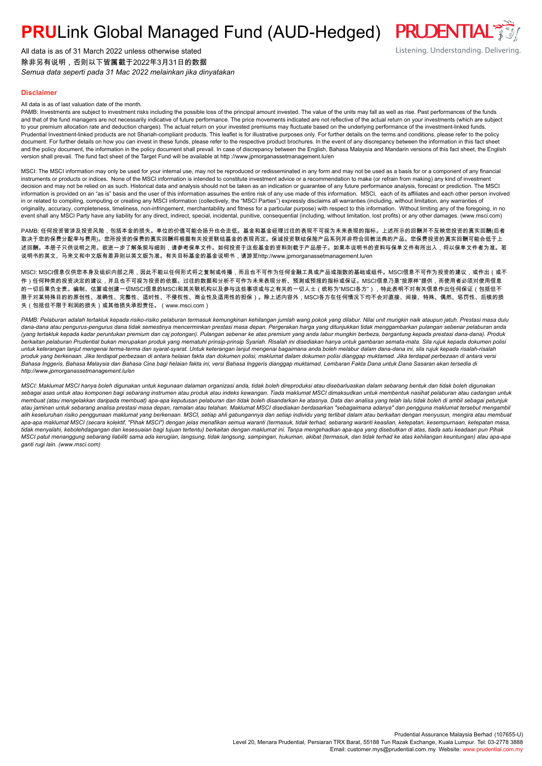# **PRU**Link Global Managed Fund (AUD-Hedged)

All data is as of 31 March 2022 unless otherwise stated
除非另有说明，否则以下皆属截于2022年3月31日的数据
*Semua data seperti pada 31 Mac 2022 melainkan jika dinyatakan*

## Disclaimer

All data is as of last valuation date of the month.

PAMB: Investments are subject to investment risks including the possible loss of the principal amount invested. The value of the units may fall as well as rise. Past performances of the funds and that of the fund managers are not necessarily indicative of future performance. The price movements indicated are not reflective of the actual return on your investments (which are subject to your premium allocation rate and deduction charges). The actual return on your invested premiums may fluctuate based on the underlying performance of the investment-linked funds. Prudential Investment-linked products are not Shariah-compliant products. This leaflet is for illustrative purposes only. For further details on the terms and conditions, please refer to the policy document. For further details on how you can invest in these funds, please refer to the respective product brochures. In the event of any discrepancy between the information in this fact sheet and the policy document, the information in the policy document shall prevail. In case of discrepancy between the English, Bahasa Malaysia and Mandarin versions of this fact sheet, the English version shall prevail. The fund fact sheet of the Target Fund will be available at http ://www.jpmorganassetmanagement.lu/en

MSCI: The MSCI information may only be used for your internal use, may not be reproduced or redisseminated in any form and may not be used as a basis for or a component of any financial instruments or products or indices. None of the MSCI information is intended to constitute investment advice or a recommendation to make (or refrain from making) any kind of investment decision and may not be relied on as such. Historical data and analysis should not be taken as an indication or guarantee of any future performance analysis, forecast or prediction. The MSCI information is provided on an "as is" basis and the user of this information assumes the entire risk of any use made of this information. MSCI, each of its affiliates and each other person involved in or related to compiling, computing or creating any MSCI information (collectively, the "MSCI Parties") expressly disclaims all warranties (including, without limitation, any warranties of originality, accuracy, completeness, timeliness, non-infringement, merchantability and fitness for a particular purpose) with respect to this information. Without limiting any of the foregoing, in no event shall any MSCI Party have any liability for any direct, indirect, special, incidental, punitive, consequential (including, without limitation, lost profits) or any other damages. (www.msci.com)

PAMB: 任何投资皆涉及投资风险，包括本金的损失。单位的价值可能会扬升也会走低。基金和基金经理过往的表现不可视为未来表现的指标。上述所示的回酬并不反映您投资的真实回酬(后者取决于您的保费分配率与费用)。您所投资的保费的真实回酬将根据有关投资联结基金的表现而定。保诚投资联结保险产品系列并非符合回教法典的产品。您保费投资的真实回酬可能会低于上述回酬。本册子只供说明之用。欲进一步了解条规与细则，请参考保单文件。如何投资于这些基金的资料则载于产品册子。如果本说明书的资料与保单文件有所出入，将以保单文件者为准。若说明书的英文、马来文和中文版有差异则以英文版为准。有关目标基金的基金说明书，请游览http://www.jpmorganassetmanagement.lu/en

MSCI: MSCI信息仅供您本身及组织内部之用，因此不能以任何形式将之复制或传播，而且也不可作为任何金融工具或产品或指数的基础或组件。MSCI信息不可作为投资的建议，或作出（或不作）任何种类的投资决定的建议，并且也不可视为投资的依据。过往的数据和分析不可作为未来表现分析、预测或预报的指标或保证。MSCI信息乃是"按原样"提供，而使用者必须对使用信息的一切后果负全责。编制、估算或创建一切MSCI信息的MSCI和其关联机构以及参与这些事项或与之有关的一切人士（统称为"MSCI各方"），特此表明不对有关信息作出任何保证（包括但不限于对某特殊目的的原创性、准确性、完整性、适时性、不侵权性、商业性及适用性的担保）。除上述内容外，MSCI各方在任何情况下均不会对直接、间接、特殊、偶然、惩罚性、后续的损失（包括但不限于利润的损失）或其他损失承担责任。（www.msci.com）

*PAMB: Pelaburan adalah tertakluk kepada risiko-risiko pelaburan termasuk kemungkinan kehilangan jumlah wang pokok yang dilabur. Nilai unit mungkin naik ataupun jatuh. Prestasi masa dulu dana-dana atau pengurus-pengurus dana tidak semestinya mencerminkan prestasi masa depan. Pergerakan harga yang ditunjukkan tidak menggambarkan pulangan sebenar pelaburan anda (yang tertakluk kepada kadar peruntukan premium dan caj potongan). Pulangan sebenar ke atas premium yang anda labur mungkin berbeza, bergantung kepada prestasi dana-dana). Produk berkaitan pelaburan Prudential bukan merupakan produk yang mematuhi prinsip-prinsip Syariah. Risalah ini disediakan hanya untuk gambaran semata-mata. Sila rujuk kepada dokumen polisi untuk keterangan lanjut mengenai terma-terma dan syarat-syarat. Untuk keterangan lanjut mengenai bagaimana anda boleh melabur dalam dana-dana ini, sila rujuk kepada risalah-risalah produk yang berkenaan. Jika terdapat perbezaan di antara helaian fakta dan dokumen polisi, maklumat dalam dokumen polisi dianggap muktamad. Jika terdapat perbezaan di antara versi Bahasa Inggeris, Bahasa Malaysia dan Bahasa Cina bagi helaian fakta ini, versi Bahasa Inggeris dianggap muktamad. Lembaran Fakta Dana untuk Dana Sasaran akan tersedia di http://www.jpmorganassetmanagement.lu/en*

*MSCI: Maklumat MSCI hanya boleh digunakan untuk kegunaan dalaman organizasi anda, tidak boleh direproduksi atau disebarluaskan dalam sebarang bentuk dan tidak boleh digunakan sebagai asas untuk atau komponen bagi sebarang instrumen atau produk atau indeks kewangan. Tiada maklumat MSCI dimaksudkan untuk membentuk nasihat pelaburan atau cadangan untuk membuat (atau mengelakkan daripada membuat) apa-apa keputusan pelaburan dan tidak boleh disandarkan ke atasnya. Data dan analisa yang telah lalu tidak boleh di ambil sebagai petunjuk atau jaminan untuk sebarang analisa prestasi masa depan, ramalan atau telahan. Maklumat MSCI disediakan berdasarkan "sebagaimana adanya" dan pengguna maklumat tersebut mengambil alih keseluruhan risiko penggunaan maklumat yang berkenaan. MSCI, setiap ahli gabungannya dan setiap individu yang terlibat dalam atau berkaitan dengan menyusun, mengira atau membuat apa-apa maklumat MSCI (secara kolektif, "Pihak MSCI") dengan jelas menafikan semua waranti (termasuk, tidak terhad, sebarang waranti keaslian, ketepatan, kesempurnaan, ketepatan masa, tidak menyalahi, kebolehdagangan dan kesesuaian bagi tujuan tertentu) berkaitan dengan maklumat ini. Tanpa mengehadkan apa-apa yang disebutkan di atas, tiada satu keadaan pun Pihak MSCI patut menanggung sebarang liabiliti sama ada kerugian, langsung, tidak langsung, sampingan, hukuman, akibat (termasuk, dan tidak terhad ke atas kehilangan keuntungan) atau apa-apa ganti rugi lain. (www.msci.com)*

Prudential Assurance Malaysia Berhad (107655-U)
Level 20, Menara Prudential, Persiaran TRX Barat, 55188 Tun Razak Exchange, Kuala Lumpur. Tel: 03-2778 3888
Email: customer.mys@prudential.com.my Website: www.prudential.com.my